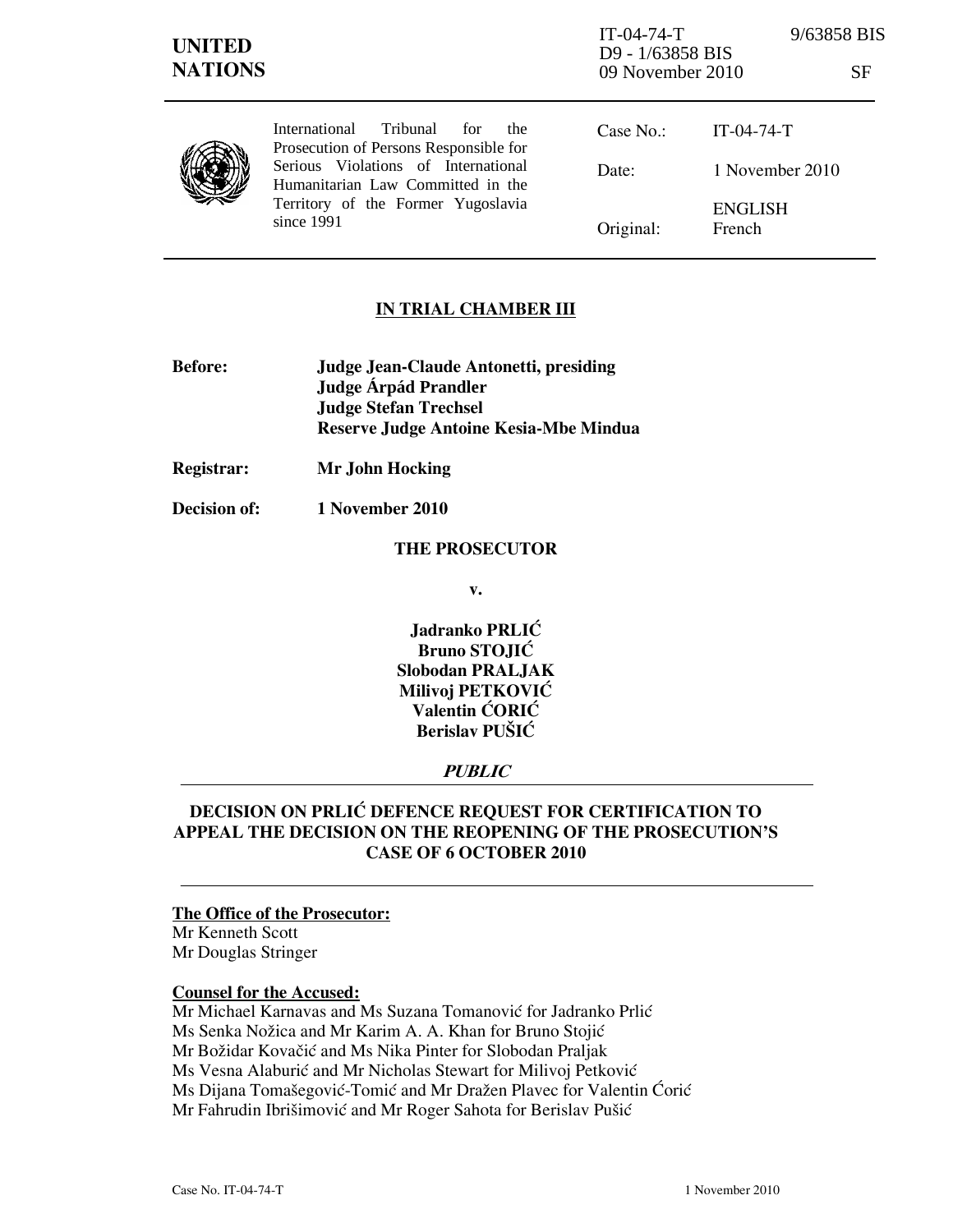**UNITED NATIONS**

IT-04-74-T 9/63858 BIS
D9 - 1/63858 BIS
09 November 2010 SF

International Tribunal for the Prosecution of Persons Responsible for Serious Violations of International Humanitarian Law Committed in the Territory of the Former Yugoslavia since 1991

| | |
|---|---|
| Case No.: | IT-04-74-T |
| Date: | 1 November 2010 |
| Original: | ENGLISH French |

## IN TRIAL CHAMBER III

**Before:** **Judge Jean-Claude Antonetti, presiding**
**Judge Árpád Prandler**
**Judge Stefan Trechsel**
**Reserve Judge Antoine Kesia-Mbe Mindua**

**Registrar:** **Mr John Hocking**

**Decision of:** **1 November 2010**

**THE PROSECUTOR**

**v.**

**Jadranko PRLIĆ**
**Bruno STOJIĆ**
**Slobodan PRALJAK**
**Milivoj PETKOVIĆ**
**Valentin ĆORIĆ**
**Berislav PUŠIĆ**

***PUBLIC***

## DECISION ON PRLIĆ DEFENCE REQUEST FOR CERTIFICATION TO APPEAL THE DECISION ON THE REOPENING OF THE PROSECUTION'S CASE OF 6 OCTOBER 2010

**The Office of the Prosecutor:**
Mr Kenneth Scott
Mr Douglas Stringer

**Counsel for the Accused:**
Mr Michael Karnavas and Ms Suzana Tomanović for Jadranko Prlić
Ms Senka Nožica and Mr Karim A. A. Khan for Bruno Stojić
Mr Božidar Kovačić and Ms Nika Pinter for Slobodan Praljak
Ms Vesna Alaburić and Mr Nicholas Stewart for Milivoj Petković
Ms Dijana Tomašegović-Tomić and Mr Dražen Plavec for Valentin Ćorić
Mr Fahrudin Ibrišimović and Mr Roger Sahota for Berislav Pušić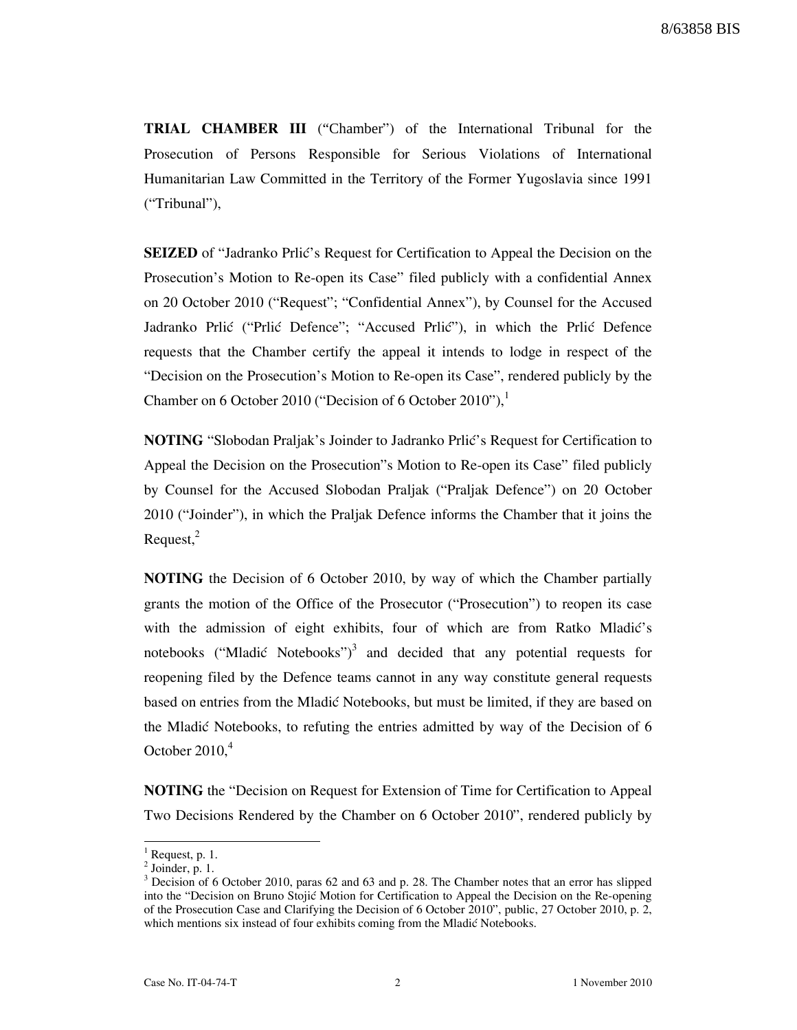**TRIAL CHAMBER III** ("Chamber") of the International Tribunal for the Prosecution of Persons Responsible for Serious Violations of International Humanitarian Law Committed in the Territory of the Former Yugoslavia since 1991 ("Tribunal"),

**SEIZED** of "Jadranko Prlić's Request for Certification to Appeal the Decision on the Prosecution's Motion to Re-open its Case" filed publicly with a confidential Annex on 20 October 2010 ("Request"; "Confidential Annex"), by Counsel for the Accused Jadranko Prlić ("Prlić Defence"; "Accused Prlić"), in which the Prlić Defence requests that the Chamber certify the appeal it intends to lodge in respect of the "Decision on the Prosecution's Motion to Re-open its Case", rendered publicly by the Chamber on 6 October 2010 ("Decision of 6 October 2010"),[1]

**NOTING** "Slobodan Praljak's Joinder to Jadranko Prlić's Request for Certification to Appeal the Decision on the Prosecution"s Motion to Re-open its Case" filed publicly by Counsel for the Accused Slobodan Praljak ("Praljak Defence") on 20 October 2010 ("Joinder"), in which the Praljak Defence informs the Chamber that it joins the Request,[2]

**NOTING** the Decision of 6 October 2010, by way of which the Chamber partially grants the motion of the Office of the Prosecutor ("Prosecution") to reopen its case with the admission of eight exhibits, four of which are from Ratko Mladić's notebooks ("Mladić Notebooks")[3] and decided that any potential requests for reopening filed by the Defence teams cannot in any way constitute general requests based on entries from the Mladić Notebooks, but must be limited, if they are based on the Mladić Notebooks, to refuting the entries admitted by way of the Decision of 6 October 2010,[4]

**NOTING** the "Decision on Request for Extension of Time for Certification to Appeal Two Decisions Rendered by the Chamber on 6 October 2010", rendered publicly by

---

[1] Request, p. 1.

[2] Joinder, p. 1.

[3] Decision of 6 October 2010, paras 62 and 63 and p. 28. The Chamber notes that an error has slipped into the "Decision on Bruno Stojić Motion for Certification to Appeal the Decision on the Re-opening of the Prosecution Case and Clarifying the Decision of 6 October 2010", public, 27 October 2010, p. 2, which mentions six instead of four exhibits coming from the Mladić Notebooks.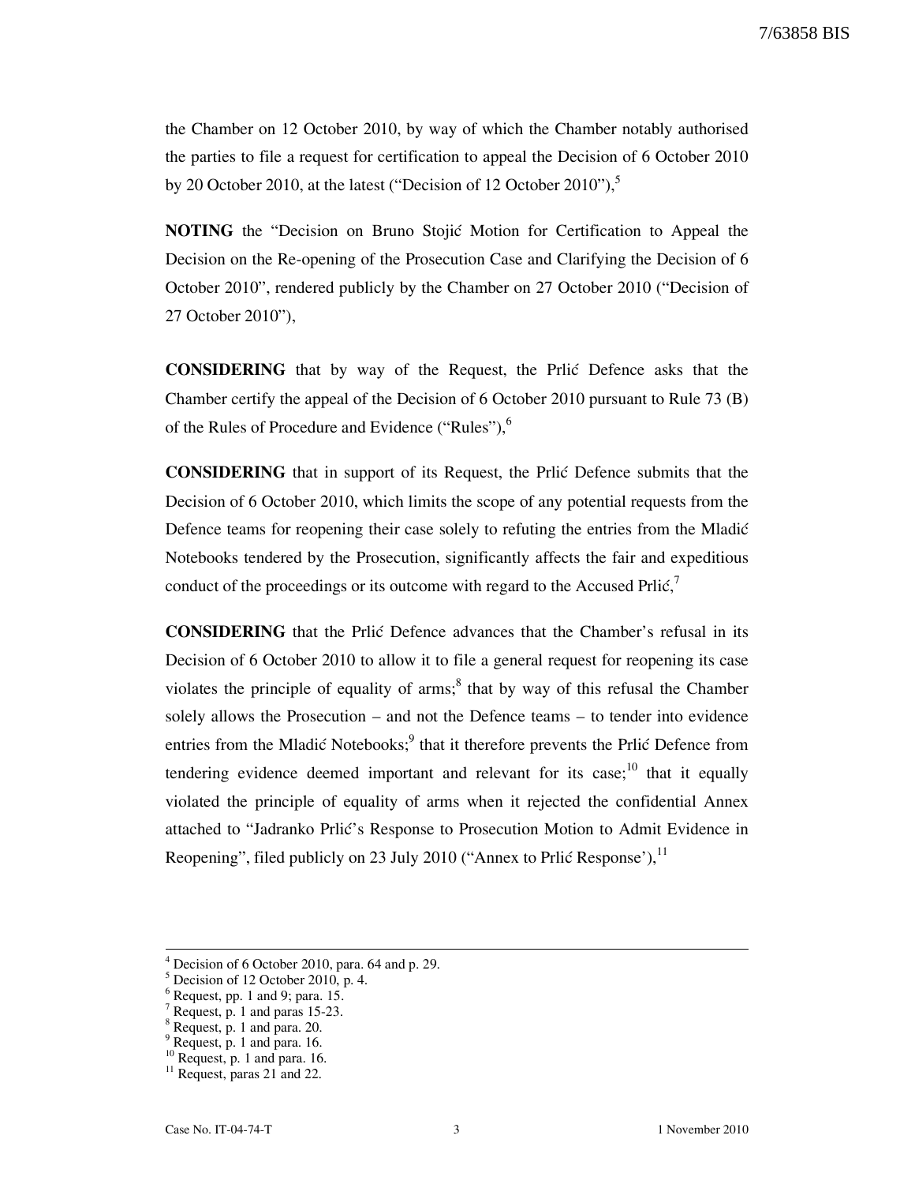the Chamber on 12 October 2010, by way of which the Chamber notably authorised the parties to file a request for certification to appeal the Decision of 6 October 2010 by 20 October 2010, at the latest ("Decision of 12 October 2010"),[5]

**NOTING** the "Decision on Bruno Stojić Motion for Certification to Appeal the Decision on the Re-opening of the Prosecution Case and Clarifying the Decision of 6 October 2010", rendered publicly by the Chamber on 27 October 2010 ("Decision of 27 October 2010"),

**CONSIDERING** that by way of the Request, the Prlić Defence asks that the Chamber certify the appeal of the Decision of 6 October 2010 pursuant to Rule 73 (B) of the Rules of Procedure and Evidence ("Rules"),[6]

**CONSIDERING** that in support of its Request, the Prlić Defence submits that the Decision of 6 October 2010, which limits the scope of any potential requests from the Defence teams for reopening their case solely to refuting the entries from the Mladić Notebooks tendered by the Prosecution, significantly affects the fair and expeditious conduct of the proceedings or its outcome with regard to the Accused Prlić,[7]

**CONSIDERING** that the Prlić Defence advances that the Chamber's refusal in its Decision of 6 October 2010 to allow it to file a general request for reopening its case violates the principle of equality of arms;[8] that by way of this refusal the Chamber solely allows the Prosecution – and not the Defence teams – to tender into evidence entries from the Mladić Notebooks;[9] that it therefore prevents the Prlić Defence from tendering evidence deemed important and relevant for its case;[10] that it equally violated the principle of equality of arms when it rejected the confidential Annex attached to "Jadranko Prlić's Response to Prosecution Motion to Admit Evidence in Reopening", filed publicly on 23 July 2010 ("Annex to Prlić Response'),[11]

---

[4] Decision of 6 October 2010, para. 64 and p. 29.
[5] Decision of 12 October 2010, p. 4.
[6] Request, pp. 1 and 9; para. 15.
[7] Request, p. 1 and paras 15-23.
[8] Request, p. 1 and para. 20.
[9] Request, p. 1 and para. 16.
[10] Request, p. 1 and para. 16.
[11] Request, paras 21 and 22.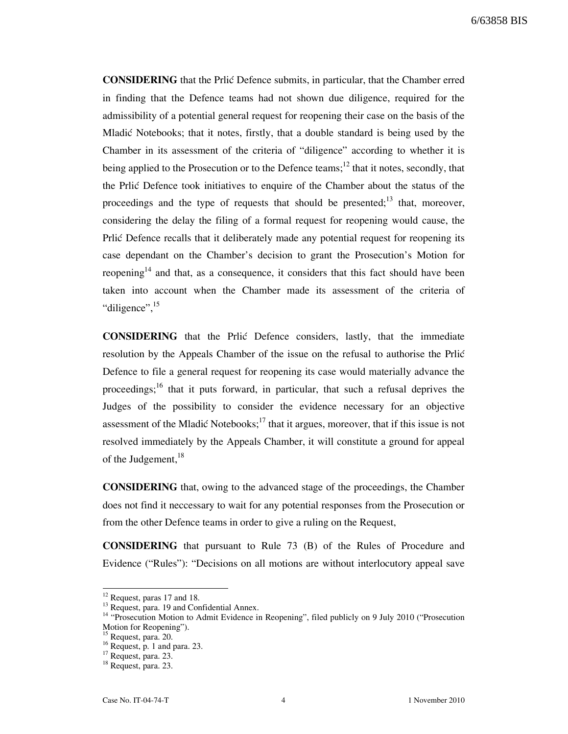**CONSIDERING** that the Prlić Defence submits, in particular, that the Chamber erred in finding that the Defence teams had not shown due diligence, required for the admissibility of a potential general request for reopening their case on the basis of the Mladić Notebooks; that it notes, firstly, that a double standard is being used by the Chamber in its assessment of the criteria of "diligence" according to whether it is being applied to the Prosecution or to the Defence teams;[12] that it notes, secondly, that the Prlić Defence took initiatives to enquire of the Chamber about the status of the proceedings and the type of requests that should be presented;[13] that, moreover, considering the delay the filing of a formal request for reopening would cause, the Prlić Defence recalls that it deliberately made any potential request for reopening its case dependant on the Chamber's decision to grant the Prosecution's Motion for reopening[14] and that, as a consequence, it considers that this fact should have been taken into account when the Chamber made its assessment of the criteria of "diligence",[15]

**CONSIDERING** that the Prlić Defence considers, lastly, that the immediate resolution by the Appeals Chamber of the issue on the refusal to authorise the Prlić Defence to file a general request for reopening its case would materially advance the proceedings;[16] that it puts forward, in particular, that such a refusal deprives the Judges of the possibility to consider the evidence necessary for an objective assessment of the Mladić Notebooks;[17] that it argues, moreover, that if this issue is not resolved immediately by the Appeals Chamber, it will constitute a ground for appeal of the Judgement,[18]

**CONSIDERING** that, owing to the advanced stage of the proceedings, the Chamber does not find it neccessary to wait for any potential responses from the Prosecution or from the other Defence teams in order to give a ruling on the Request,

**CONSIDERING** that pursuant to Rule 73 (B) of the Rules of Procedure and Evidence ("Rules"): "Decisions on all motions are without interlocutory appeal save

---

[12] Request, paras 17 and 18.

[13] Request, para. 19 and Confidential Annex.

[14] "Prosecution Motion to Admit Evidence in Reopening", filed publicly on 9 July 2010 ("Prosecution Motion for Reopening").

[15] Request, para. 20.

[16] Request, p. 1 and para. 23.

[17] Request, para. 23.

[18] Request, para. 23.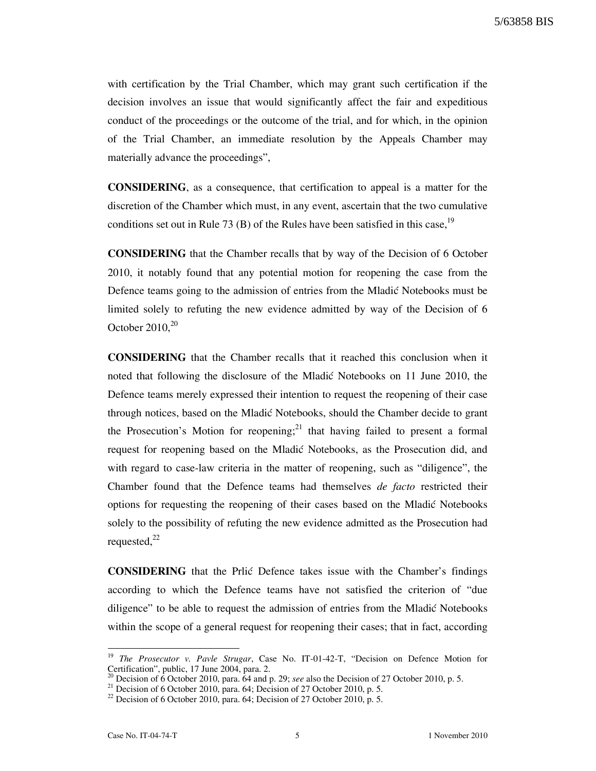with certification by the Trial Chamber, which may grant such certification if the decision involves an issue that would significantly affect the fair and expeditious conduct of the proceedings or the outcome of the trial, and for which, in the opinion of the Trial Chamber, an immediate resolution by the Appeals Chamber may materially advance the proceedings",

**CONSIDERING**, as a consequence, that certification to appeal is a matter for the discretion of the Chamber which must, in any event, ascertain that the two cumulative conditions set out in Rule 73 (B) of the Rules have been satisfied in this case,[19]

**CONSIDERING** that the Chamber recalls that by way of the Decision of 6 October 2010, it notably found that any potential motion for reopening the case from the Defence teams going to the admission of entries from the Mladić Notebooks must be limited solely to refuting the new evidence admitted by way of the Decision of 6 October 2010,[20]

**CONSIDERING** that the Chamber recalls that it reached this conclusion when it noted that following the disclosure of the Mladić Notebooks on 11 June 2010, the Defence teams merely expressed their intention to request the reopening of their case through notices, based on the Mladić Notebooks, should the Chamber decide to grant the Prosecution's Motion for reopening;[21] that having failed to present a formal request for reopening based on the Mladić Notebooks, as the Prosecution did, and with regard to case-law criteria in the matter of reopening, such as "diligence", the Chamber found that the Defence teams had themselves *de facto* restricted their options for requesting the reopening of their cases based on the Mladić Notebooks solely to the possibility of refuting the new evidence admitted as the Prosecution had requested,[22]

**CONSIDERING** that the Prlić Defence takes issue with the Chamber's findings according to which the Defence teams have not satisfied the criterion of "due diligence" to be able to request the admission of entries from the Mladić Notebooks within the scope of a general request for reopening their cases; that in fact, according

---

[19] *The Prosecutor v. Pavle Strugar*, Case No. IT-01-42-T, "Decision on Defence Motion for Certification", public, 17 June 2004, para. 2.

[20] Decision of 6 October 2010, para. 64 and p. 29; *see* also the Decision of 27 October 2010, p. 5.

[21] Decision of 6 October 2010, para. 64; Decision of 27 October 2010, p. 5.

[22] Decision of 6 October 2010, para. 64; Decision of 27 October 2010, p. 5.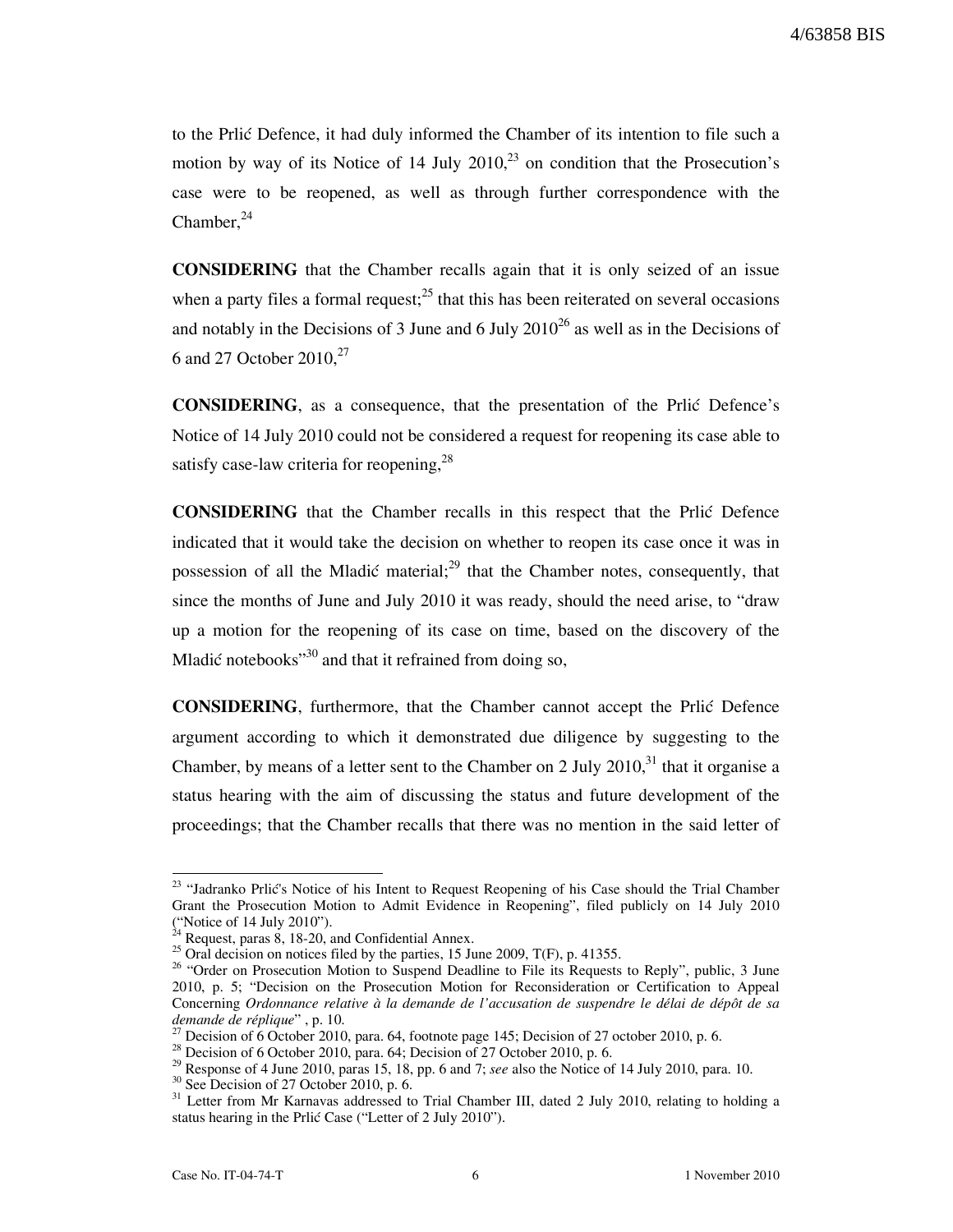to the Prlić Defence, it had duly informed the Chamber of its intention to file such a motion by way of its Notice of 14 July 2010,[23] on condition that the Prosecution's case were to be reopened, as well as through further correspondence with the Chamber,[24]

**CONSIDERING** that the Chamber recalls again that it is only seized of an issue when a party files a formal request;[25] that this has been reiterated on several occasions and notably in the Decisions of 3 June and 6 July 2010[26] as well as in the Decisions of 6 and 27 October 2010,[27]

**CONSIDERING**, as a consequence, that the presentation of the Prlić Defence's Notice of 14 July 2010 could not be considered a request for reopening its case able to satisfy case-law criteria for reopening,[28]

**CONSIDERING** that the Chamber recalls in this respect that the Prlić Defence indicated that it would take the decision on whether to reopen its case once it was in possession of all the Mladić material;[29] that the Chamber notes, consequently, that since the months of June and July 2010 it was ready, should the need arise, to "draw up a motion for the reopening of its case on time, based on the discovery of the Mladić notebooks"[30] and that it refrained from doing so,

**CONSIDERING**, furthermore, that the Chamber cannot accept the Prlić Defence argument according to which it demonstrated due diligence by suggesting to the Chamber, by means of a letter sent to the Chamber on 2 July 2010,[31] that it organise a status hearing with the aim of discussing the status and future development of the proceedings; that the Chamber recalls that there was no mention in the said letter of

---

[23] "Jadranko Prlić's Notice of his Intent to Request Reopening of his Case should the Trial Chamber Grant the Prosecution Motion to Admit Evidence in Reopening", filed publicly on 14 July 2010 ("Notice of 14 July 2010").

[24] Request, paras 8, 18-20, and Confidential Annex.

[25] Oral decision on notices filed by the parties, 15 June 2009, T(F), p. 41355.

[26] "Order on Prosecution Motion to Suspend Deadline to File its Requests to Reply", public, 3 June 2010, p. 5; "Decision on the Prosecution Motion for Reconsideration or Certification to Appeal Concerning *Ordonnance relative à la demande de l'accusation de suspendre le délai de dépôt de sa demande de réplique*" , p. 10.

[27] Decision of 6 October 2010, para. 64, footnote page 145; Decision of 27 october 2010, p. 6.

[28] Decision of 6 October 2010, para. 64; Decision of 27 October 2010, p. 6.

[29] Response of 4 June 2010, paras 15, 18, pp. 6 and 7; *see* also the Notice of 14 July 2010, para. 10.

[30] See Decision of 27 October 2010, p. 6.

[31] Letter from Mr Karnavas addressed to Trial Chamber III, dated 2 July 2010, relating to holding a status hearing in the Prlić Case ("Letter of 2 July 2010").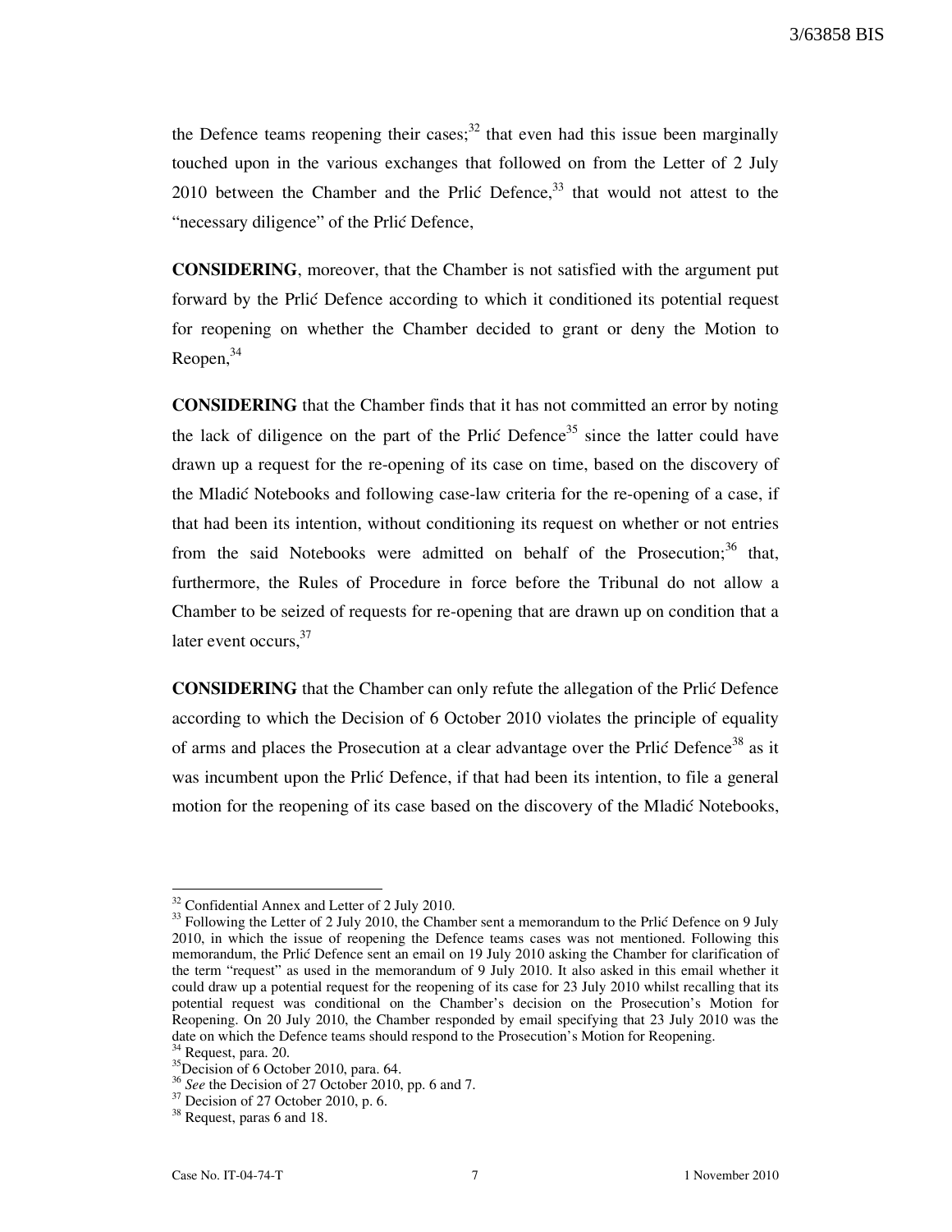the Defence teams reopening their cases;[32] that even had this issue been marginally touched upon in the various exchanges that followed on from the Letter of 2 July 2010 between the Chamber and the Prlić Defence,[33] that would not attest to the "necessary diligence" of the Prlić Defence,

**CONSIDERING**, moreover, that the Chamber is not satisfied with the argument put forward by the Prlić Defence according to which it conditioned its potential request for reopening on whether the Chamber decided to grant or deny the Motion to Reopen,[34]

**CONSIDERING** that the Chamber finds that it has not committed an error by noting the lack of diligence on the part of the Prlić Defence[35] since the latter could have drawn up a request for the re-opening of its case on time, based on the discovery of the Mladić Notebooks and following case-law criteria for the re-opening of a case, if that had been its intention, without conditioning its request on whether or not entries from the said Notebooks were admitted on behalf of the Prosecution;[36] that, furthermore, the Rules of Procedure in force before the Tribunal do not allow a Chamber to be seized of requests for re-opening that are drawn up on condition that a later event occurs,[37]

**CONSIDERING** that the Chamber can only refute the allegation of the Prlić Defence according to which the Decision of 6 October 2010 violates the principle of equality of arms and places the Prosecution at a clear advantage over the Prlić Defence[38] as it was incumbent upon the Prlić Defence, if that had been its intention, to file a general motion for the reopening of its case based on the discovery of the Mladić Notebooks,

---

[32] Confidential Annex and Letter of 2 July 2010.

[33] Following the Letter of 2 July 2010, the Chamber sent a memorandum to the Prlić Defence on 9 July 2010, in which the issue of reopening the Defence teams cases was not mentioned. Following this memorandum, the Prlić Defence sent an email on 19 July 2010 asking the Chamber for clarification of the term "request" as used in the memorandum of 9 July 2010. It also asked in this email whether it could draw up a potential request for the reopening of its case for 23 July 2010 whilst recalling that its potential request was conditional on the Chamber's decision on the Prosecution's Motion for Reopening. On 20 July 2010, the Chamber responded by email specifying that 23 July 2010 was the date on which the Defence teams should respond to the Prosecution's Motion for Reopening.

[34] Request, para. 20.

[35] Decision of 6 October 2010, para. 64.

[36] *See* the Decision of 27 October 2010, pp. 6 and 7.

[37] Decision of 27 October 2010, p. 6.

[38] Request, paras 6 and 18.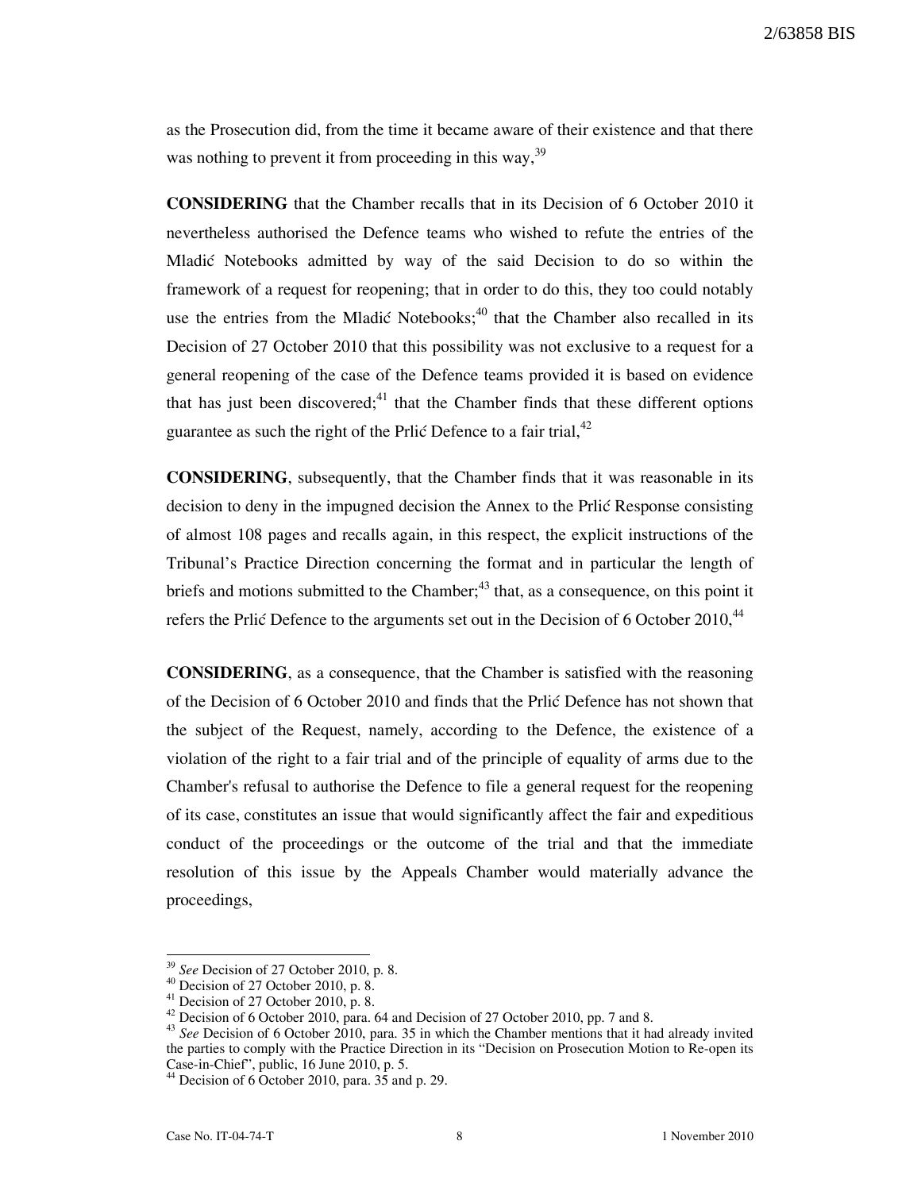as the Prosecution did, from the time it became aware of their existence and that there was nothing to prevent it from proceeding in this way,[39]

**CONSIDERING** that the Chamber recalls that in its Decision of 6 October 2010 it nevertheless authorised the Defence teams who wished to refute the entries of the Mladić Notebooks admitted by way of the said Decision to do so within the framework of a request for reopening; that in order to do this, they too could notably use the entries from the Mladić Notebooks;[40] that the Chamber also recalled in its Decision of 27 October 2010 that this possibility was not exclusive to a request for a general reopening of the case of the Defence teams provided it is based on evidence that has just been discovered;[41] that the Chamber finds that these different options guarantee as such the right of the Prlić Defence to a fair trial,[42]

**CONSIDERING**, subsequently, that the Chamber finds that it was reasonable in its decision to deny in the impugned decision the Annex to the Prlić Response consisting of almost 108 pages and recalls again, in this respect, the explicit instructions of the Tribunal's Practice Direction concerning the format and in particular the length of briefs and motions submitted to the Chamber;[43] that, as a consequence, on this point it refers the Prlić Defence to the arguments set out in the Decision of 6 October 2010,[44]

**CONSIDERING**, as a consequence, that the Chamber is satisfied with the reasoning of the Decision of 6 October 2010 and finds that the Prlić Defence has not shown that the subject of the Request, namely, according to the Defence, the existence of a violation of the right to a fair trial and of the principle of equality of arms due to the Chamber's refusal to authorise the Defence to file a general request for the reopening of its case, constitutes an issue that would significantly affect the fair and expeditious conduct of the proceedings or the outcome of the trial and that the immediate resolution of this issue by the Appeals Chamber would materially advance the proceedings,

---

[39] *See* Decision of 27 October 2010, p. 8.
[40] Decision of 27 October 2010, p. 8.
[41] Decision of 27 October 2010, p. 8.
[42] Decision of 6 October 2010, para. 64 and Decision of 27 October 2010, pp. 7 and 8.
[43] *See* Decision of 6 October 2010, para. 35 in which the Chamber mentions that it had already invited the parties to comply with the Practice Direction in its "Decision on Prosecution Motion to Re-open its Case-in-Chief", public, 16 June 2010, p. 5.
[44] Decision of 6 October 2010, para. 35 and p. 29.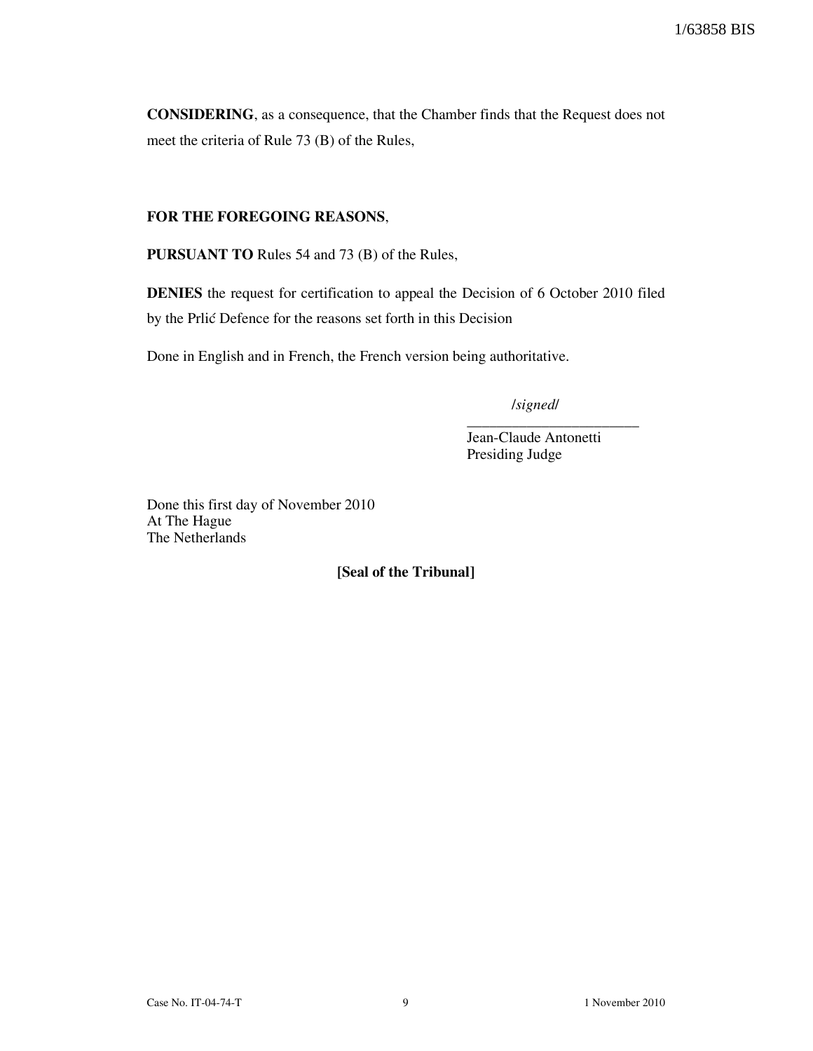**CONSIDERING**, as a consequence, that the Chamber finds that the Request does not meet the criteria of Rule 73 (B) of the Rules,

**FOR THE FOREGOING REASONS**,

**PURSUANT TO** Rules 54 and 73 (B) of the Rules,

**DENIES** the request for certification to appeal the Decision of 6 October 2010 filed by the Prlić Defence for the reasons set forth in this Decision

Done in English and in French, the French version being authoritative.

*/signed/*

_______________________

Jean-Claude Antonetti
Presiding Judge

Done this first day of November 2010
At The Hague
The Netherlands

**[Seal of the Tribunal]**